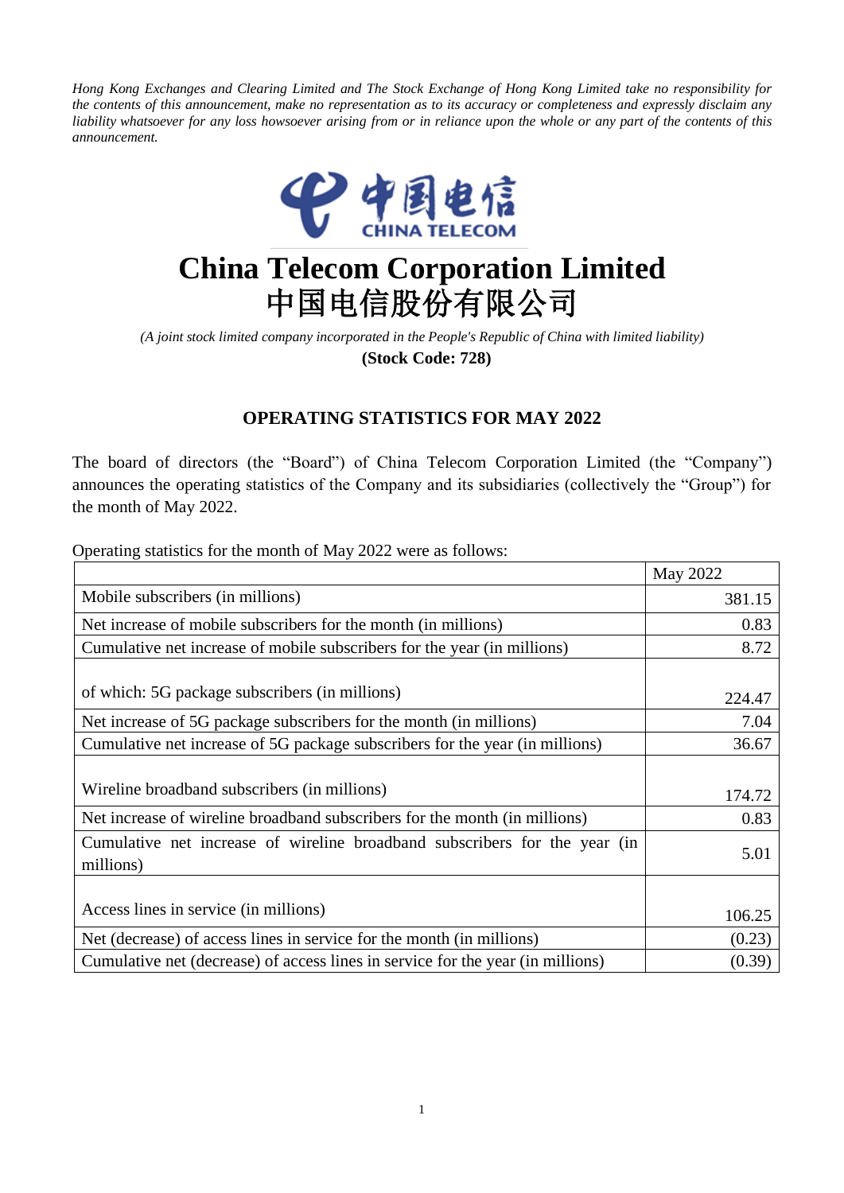*Hong Kong Exchanges and Clearing Limited and The Stock Exchange of Hong Kong Limited take no responsibility for the contents of this announcement, make no representation as to its accuracy or completeness and expressly disclaim any liability whatsoever for any loss howsoever arising from or in reliance upon the whole or any part of the contents of this announcement.*

中国电信
CHINA TELECOM

# China Telecom Corporation Limited
# 中国电信股份有限公司

*(A joint stock limited company incorporated in the People's Republic of China with limited liability)*

**(Stock Code: 728)**

## OPERATING STATISTICS FOR MAY 2022

The board of directors (the "Board") of China Telecom Corporation Limited (the "Company") announces the operating statistics of the Company and its subsidiaries (collectively the "Group") for the month of May 2022.

Operating statistics for the month of May 2022 were as follows:

| | May 2022 |
|---|---|
| Mobile subscribers (in millions) | 381.15 |
| Net increase of mobile subscribers for the month (in millions) | 0.83 |
| Cumulative net increase of mobile subscribers for the year (in millions) | 8.72 |
| of which: 5G package subscribers (in millions) | 224.47 |
| Net increase of 5G package subscribers for the month (in millions) | 7.04 |
| Cumulative net increase of 5G package subscribers for the year (in millions) | 36.67 |
| Wireline broadband subscribers (in millions) | 174.72 |
| Net increase of wireline broadband subscribers for the month (in millions) | 0.83 |
| Cumulative net increase of wireline broadband subscribers for the year (in millions) | 5.01 |
| Access lines in service (in millions) | 106.25 |
| Net (decrease) of access lines in service for the month (in millions) | (0.23) |
| Cumulative net (decrease) of access lines in service for the year (in millions) | (0.39) |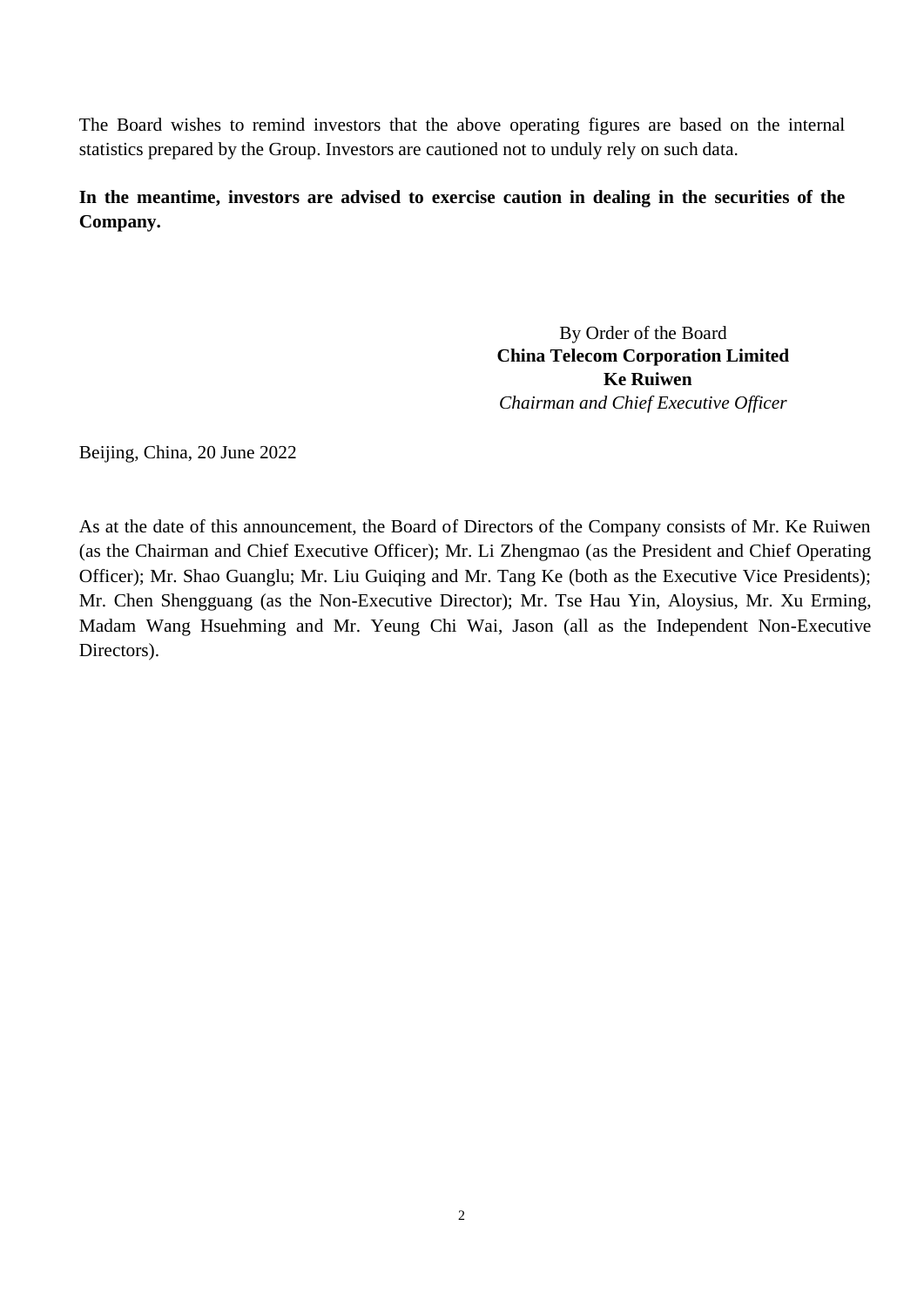The Board wishes to remind investors that the above operating figures are based on the internal statistics prepared by the Group. Investors are cautioned not to unduly rely on such data.

**In the meantime, investors are advised to exercise caution in dealing in the securities of the Company.**

By Order of the Board
**China Telecom Corporation Limited**
**Ke Ruiwen**
*Chairman and Chief Executive Officer*

Beijing, China, 20 June 2022

As at the date of this announcement, the Board of Directors of the Company consists of Mr. Ke Ruiwen (as the Chairman and Chief Executive Officer); Mr. Li Zhengmao (as the President and Chief Operating Officer); Mr. Shao Guanglu; Mr. Liu Guiqing and Mr. Tang Ke (both as the Executive Vice Presidents); Mr. Chen Shengguang (as the Non-Executive Director); Mr. Tse Hau Yin, Aloysius, Mr. Xu Erming, Madam Wang Hsuehming and Mr. Yeung Chi Wai, Jason (all as the Independent Non-Executive Directors).